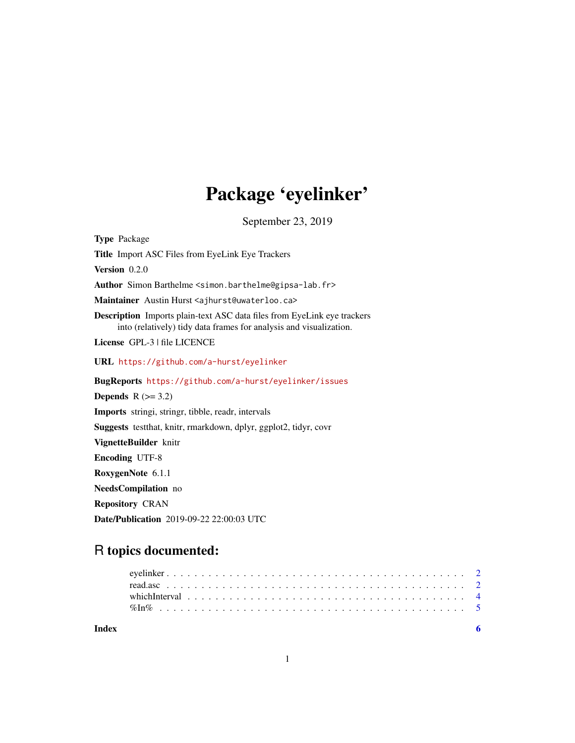# Package 'eyelinker'

September 23, 2019

**Type** Package

**Title** Import ASC Files from EyeLink Eye Trackers

**Version** 0.2.0

**Author** Simon Barthelme <simon.barthelme@gipsa-lab.fr>

**Maintainer** Austin Hurst <ajhurst@uwaterloo.ca>

**Description** Imports plain-text ASC data files from EyeLink eye trackers into (relatively) tidy data frames for analysis and visualization.

**License** GPL-3 | file LICENCE

**URL** https://github.com/a-hurst/eyelinker

**BugReports** https://github.com/a-hurst/eyelinker/issues

**Depends** R (>= 3.2)

**Imports** stringi, stringr, tibble, readr, intervals

**Suggests** testthat, knitr, rmarkdown, dplyr, ggplot2, tidyr, covr

**VignetteBuilder** knitr

**Encoding** UTF-8

**RoxygenNote** 6.1.1

**NeedsCompilation** no

**Repository** CRAN

**Date/Publication** 2019-09-22 22:00:03 UTC

## R topics documented:

- eyelinker . . . . . . . . . . . . . . . . . . . . . . . . . . . . . . . . . . . . . . . . 2
- read.asc . . . . . . . . . . . . . . . . . . . . . . . . . . . . . . . . . . . . . . . . 2
- whichInterval . . . . . . . . . . . . . . . . . . . . . . . . . . . . . . . . . . . . . 4
- %In% . . . . . . . . . . . . . . . . . . . . . . . . . . . . . . . . . . . . . . . . . 5

**Index** **6**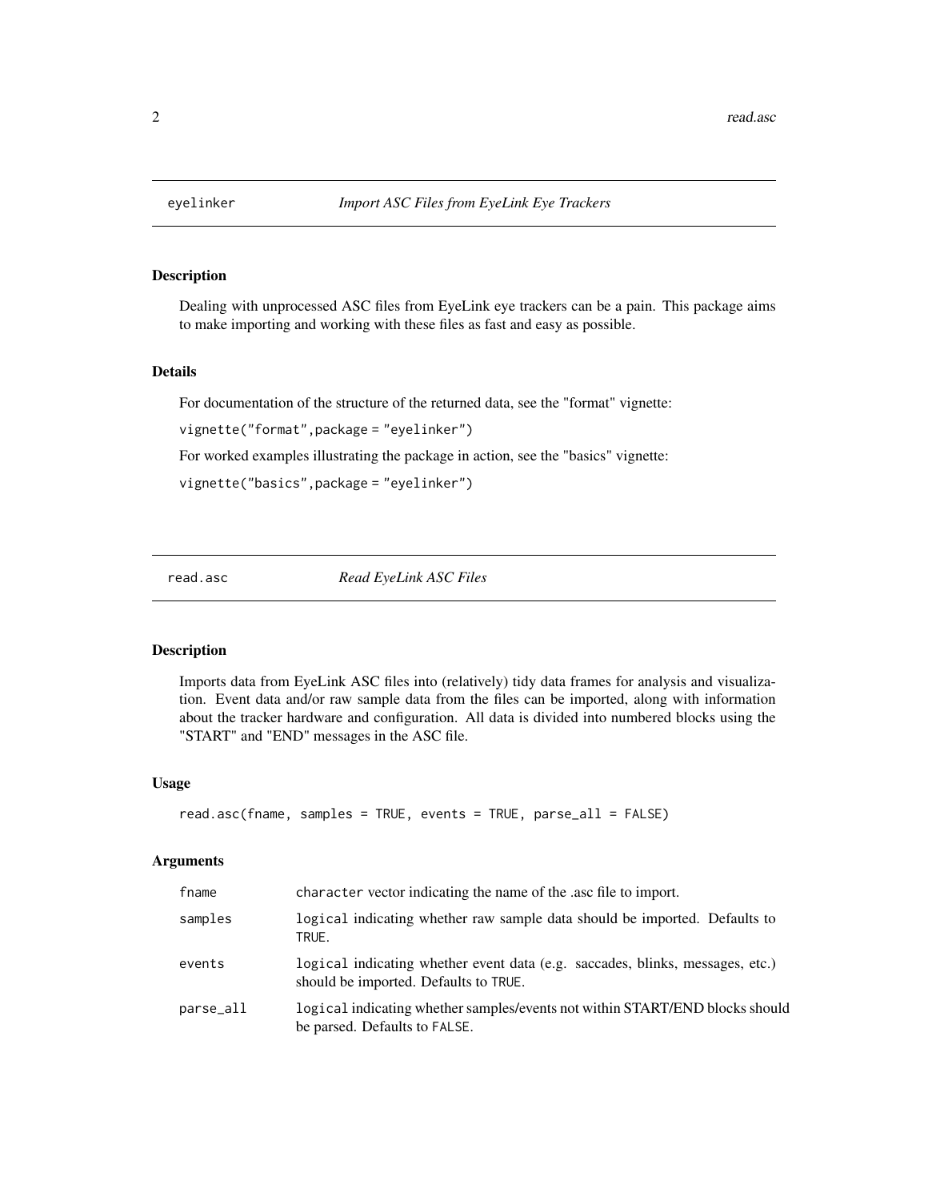## eyelinker — *Import ASC Files from EyeLink Eye Trackers*

### Description

Dealing with unprocessed ASC files from EyeLink eye trackers can be a pain. This package aims to make importing and working with these files as fast and easy as possible.

### Details

For documentation of the structure of the returned data, see the "format" vignette:

```
vignette("format",package = "eyelinker")
```

For worked examples illustrating the package in action, see the "basics" vignette:

```
vignette("basics",package = "eyelinker")
```

## read.asc — *Read EyeLink ASC Files*

### Description

Imports data from EyeLink ASC files into (relatively) tidy data frames for analysis and visualization. Event data and/or raw sample data from the files can be imported, along with information about the tracker hardware and configuration. All data is divided into numbered blocks using the "START" and "END" messages in the ASC file.

### Usage

```
read.asc(fname, samples = TRUE, events = TRUE, parse_all = FALSE)
```

### Arguments

| Argument | Description |
|---|---|
| `fname` | `character` vector indicating the name of the .asc file to import. |
| `samples` | `logical` indicating whether raw sample data should be imported. Defaults to `TRUE`. |
| `events` | `logical` indicating whether event data (e.g. saccades, blinks, messages, etc.) should be imported. Defaults to `TRUE`. |
| `parse_all` | `logical` indicating whether samples/events not within START/END blocks should be parsed. Defaults to `FALSE`. |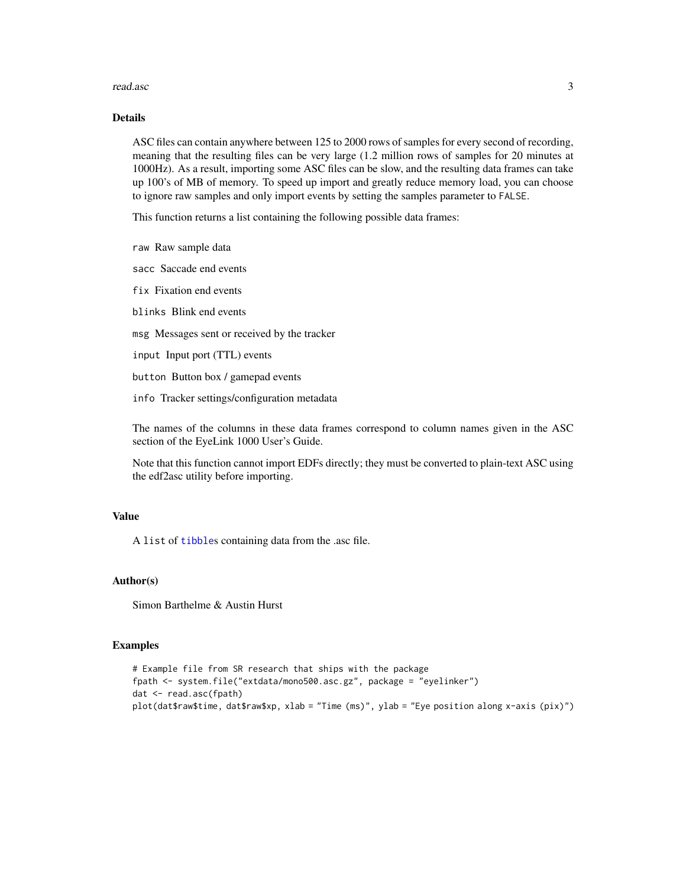## Details

ASC files can contain anywhere between 125 to 2000 rows of samples for every second of recording, meaning that the resulting files can be very large (1.2 million rows of samples for 20 minutes at 1000Hz). As a result, importing some ASC files can be slow, and the resulting data frames can take up 100's of MB of memory. To speed up import and greatly reduce memory load, you can choose to ignore raw samples and only import events by setting the samples parameter to `FALSE`.

This function returns a list containing the following possible data frames:

`raw` Raw sample data

`sacc` Saccade end events

`fix` Fixation end events

`blinks` Blink end events

`msg` Messages sent or received by the tracker

`input` Input port (TTL) events

`button` Button box / gamepad events

`info` Tracker settings/configuration metadata

The names of the columns in these data frames correspond to column names given in the ASC section of the EyeLink 1000 User's Guide.

Note that this function cannot import EDFs directly; they must be converted to plain-text ASC using the edf2asc utility before importing.

## Value

A `list` of `tibble`s containing data from the .asc file.

## Author(s)

Simon Barthelme & Austin Hurst

## Examples

```
# Example file from SR research that ships with the package
fpath <- system.file("extdata/mono500.asc.gz", package = "eyelinker")
dat <- read.asc(fpath)
plot(dat$raw$time, dat$raw$xp, xlab = "Time (ms)", ylab = "Eye position along x-axis (pix)")
```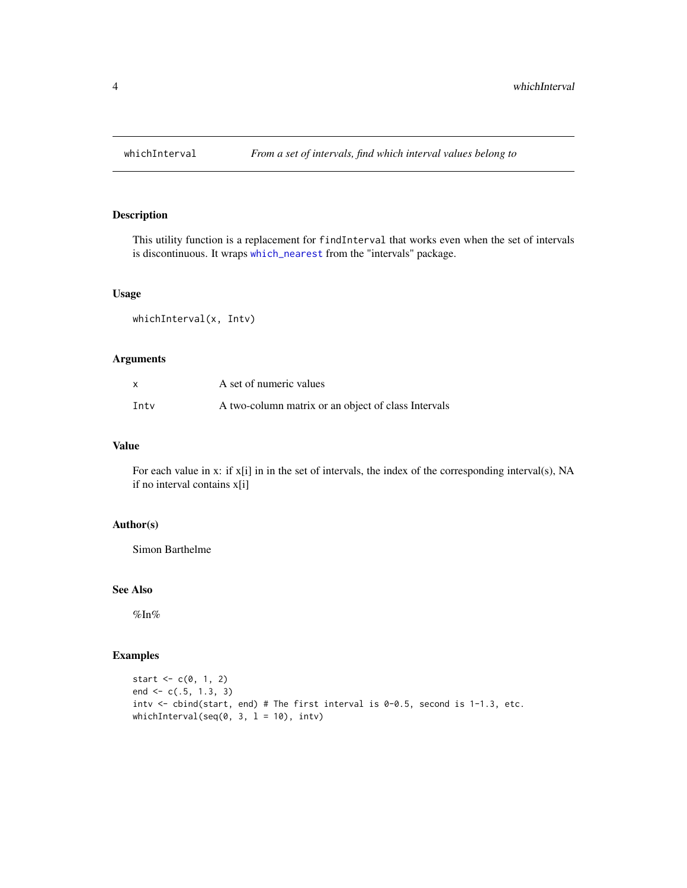# whichInterval — *From a set of intervals, find which interval values belong to*

## Description

This utility function is a replacement for `findInterval` that works even when the set of intervals is discontinuous. It wraps `which_nearest` from the "intervals" package.

## Usage

```
whichInterval(x, Intv)
```

## Arguments

| | |
|---|---|
| `x` | A set of numeric values |
| `Intv` | A two-column matrix or an object of class Intervals |

## Value

For each value in x: if x[i] in in the set of intervals, the index of the corresponding interval(s), NA if no interval contains x[i]

## Author(s)

Simon Barthelme

## See Also

%In%

## Examples

```
start <- c(0, 1, 2)
end <- c(.5, 1.3, 3)
intv <- cbind(start, end) # The first interval is 0-0.5, second is 1-1.3, etc.
whichInterval(seq(0, 3, l = 10), intv)
```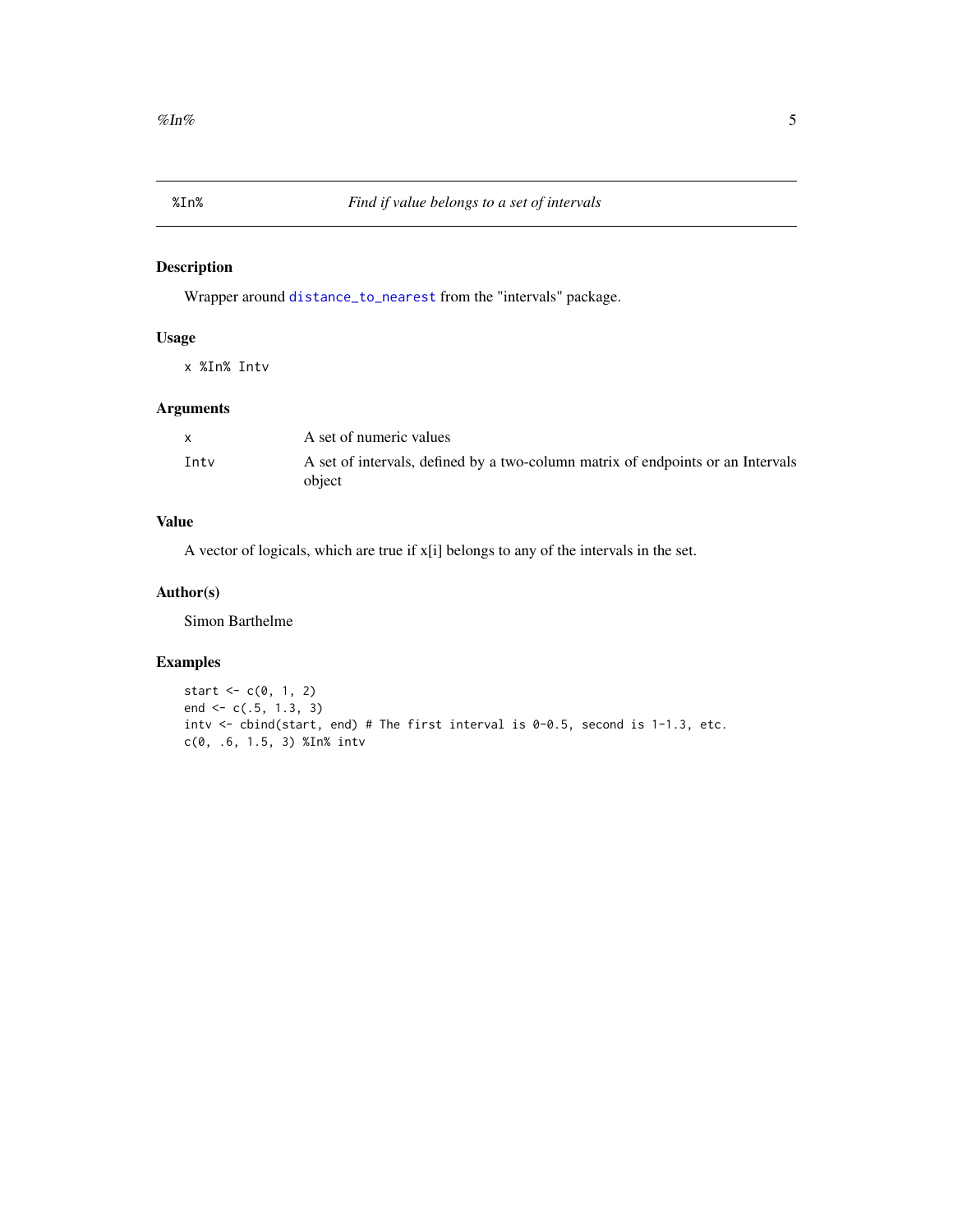## %In% — *Find if value belongs to a set of intervals*

### Description

Wrapper around `distance_to_nearest` from the "intervals" package.

### Usage

```
x %In% Intv
```

### Arguments

| | |
|---|---|
| x | A set of numeric values |
| Intv | A set of intervals, defined by a two-column matrix of endpoints or an Intervals object |

### Value

A vector of logicals, which are true if x[i] belongs to any of the intervals in the set.

### Author(s)

Simon Barthelme

### Examples

```
start <- c(0, 1, 2)
end <- c(.5, 1.3, 3)
intv <- cbind(start, end) # The first interval is 0-0.5, second is 1-1.3, etc.
c(0, .6, 1.5, 3) %In% intv
```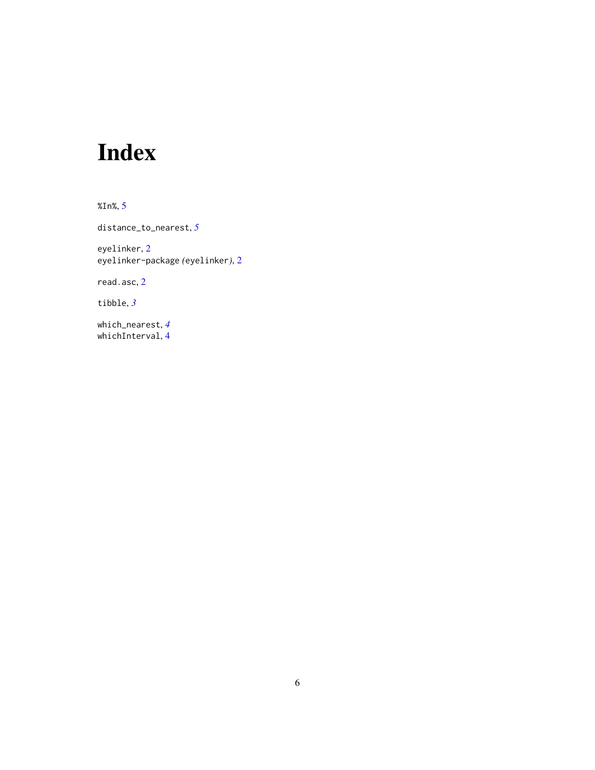# Index

%In%, 5

distance_to_nearest, *5*

eyelinker, 2
eyelinker-package *(*eyelinker*)*, 2

read.asc, 2

tibble, *3*

which_nearest, *4*
whichInterval, 4